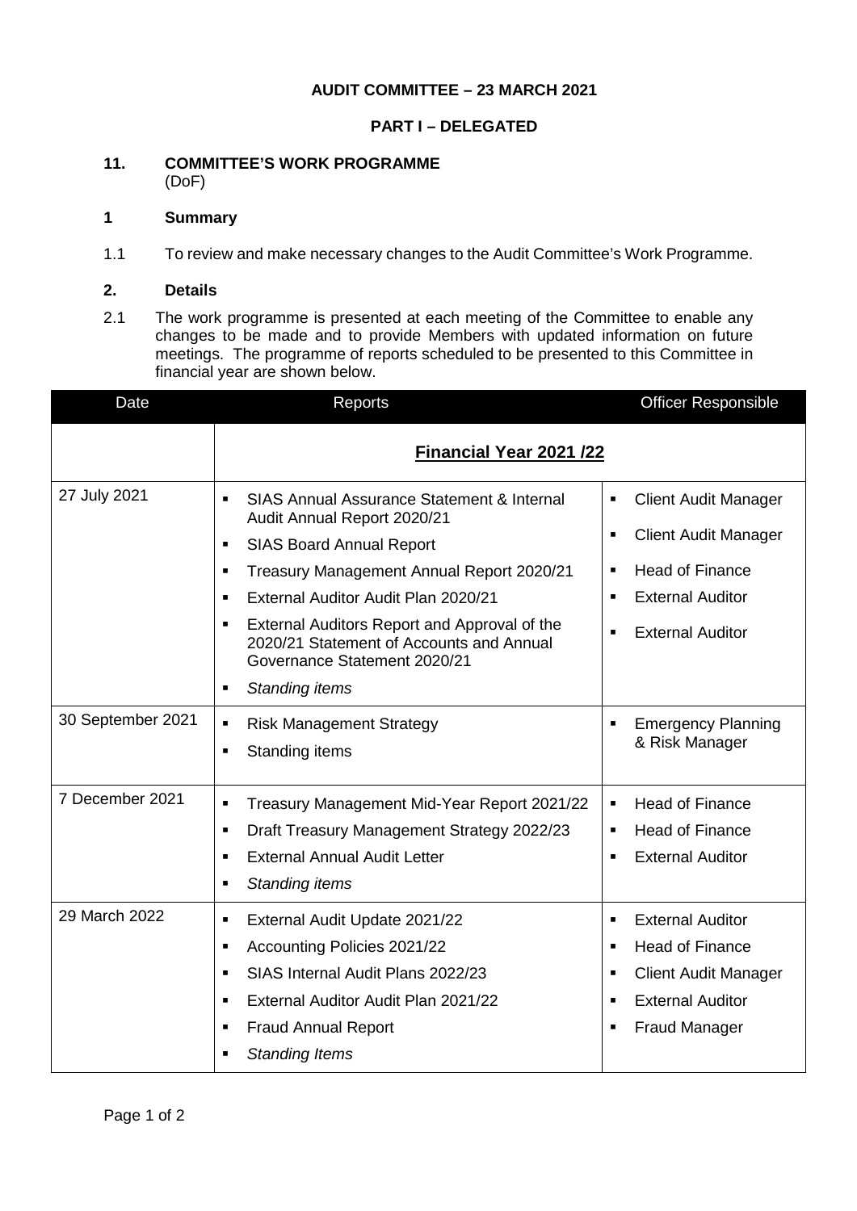**AUDIT COMMITTEE – 23 MARCH 2021**

**PART I – DELEGATED**

## 11. COMMITTEE'S WORK PROGRAMME
(DoF)

### 1 Summary

1.1 To review and make necessary changes to the Audit Committee's Work Programme.

### 2. Details

2.1 The work programme is presented at each meeting of the Committee to enable any changes to be made and to provide Members with updated information on future meetings. The programme of reports scheduled to be presented to this Committee in financial year are shown below.

| Date | Reports | Officer Responsible |
|---|---|---|
| | **Financial Year 2021 /22** | |
| 27 July 2021 | ▪ SIAS Annual Assurance Statement & Internal Audit Annual Report 2020/21<br>▪ SIAS Board Annual Report<br>▪ Treasury Management Annual Report 2020/21<br>▪ External Auditor Audit Plan 2020/21<br>▪ External Auditors Report and Approval of the 2020/21 Statement of Accounts and Annual Governance Statement 2020/21<br>▪ *Standing items* | ▪ Client Audit Manager<br>▪ Client Audit Manager<br>▪ Head of Finance<br>▪ External Auditor<br>▪ External Auditor |
| 30 September 2021 | ▪ Risk Management Strategy<br>▪ Standing items | ▪ Emergency Planning & Risk Manager |
| 7 December 2021 | ▪ Treasury Management Mid-Year Report 2021/22<br>▪ Draft Treasury Management Strategy 2022/23<br>▪ External Annual Audit Letter<br>▪ *Standing items* | ▪ Head of Finance<br>▪ Head of Finance<br>▪ External Auditor |
| 29 March 2022 | ▪ External Audit Update 2021/22<br>▪ Accounting Policies 2021/22<br>▪ SIAS Internal Audit Plans 2022/23<br>▪ External Auditor Audit Plan 2021/22<br>▪ Fraud Annual Report<br>▪ *Standing Items* | ▪ External Auditor<br>▪ Head of Finance<br>▪ Client Audit Manager<br>▪ External Auditor<br>▪ Fraud Manager |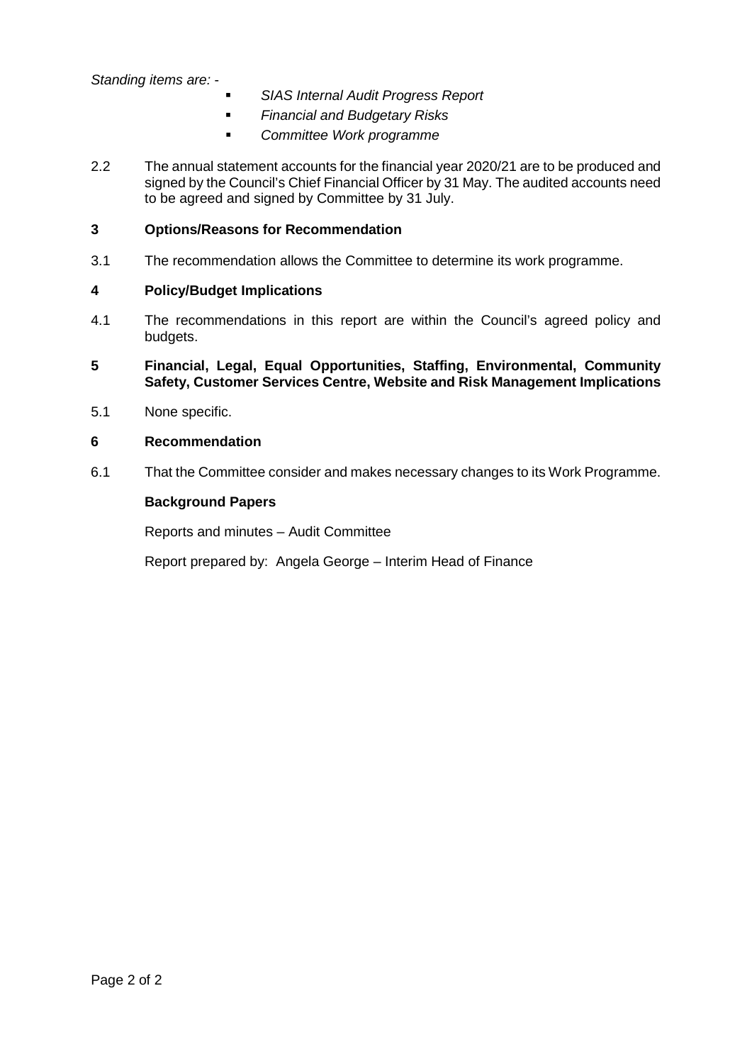*Standing items are: -*

- *SIAS Internal Audit Progress Report*
- *Financial and Budgetary Risks*
- *Committee Work programme*

2.2 The annual statement accounts for the financial year 2020/21 are to be produced and signed by the Council's Chief Financial Officer by 31 May. The audited accounts need to be agreed and signed by Committee by 31 July.

## 3 Options/Reasons for Recommendation

3.1 The recommendation allows the Committee to determine its work programme.

## 4 Policy/Budget Implications

4.1 The recommendations in this report are within the Council's agreed policy and budgets.

## 5 Financial, Legal, Equal Opportunities, Staffing, Environmental, Community Safety, Customer Services Centre, Website and Risk Management Implications

5.1 None specific.

## 6 Recommendation

6.1 That the Committee consider and makes necessary changes to its Work Programme.

**Background Papers**

Reports and minutes – Audit Committee

Report prepared by: Angela George – Interim Head of Finance